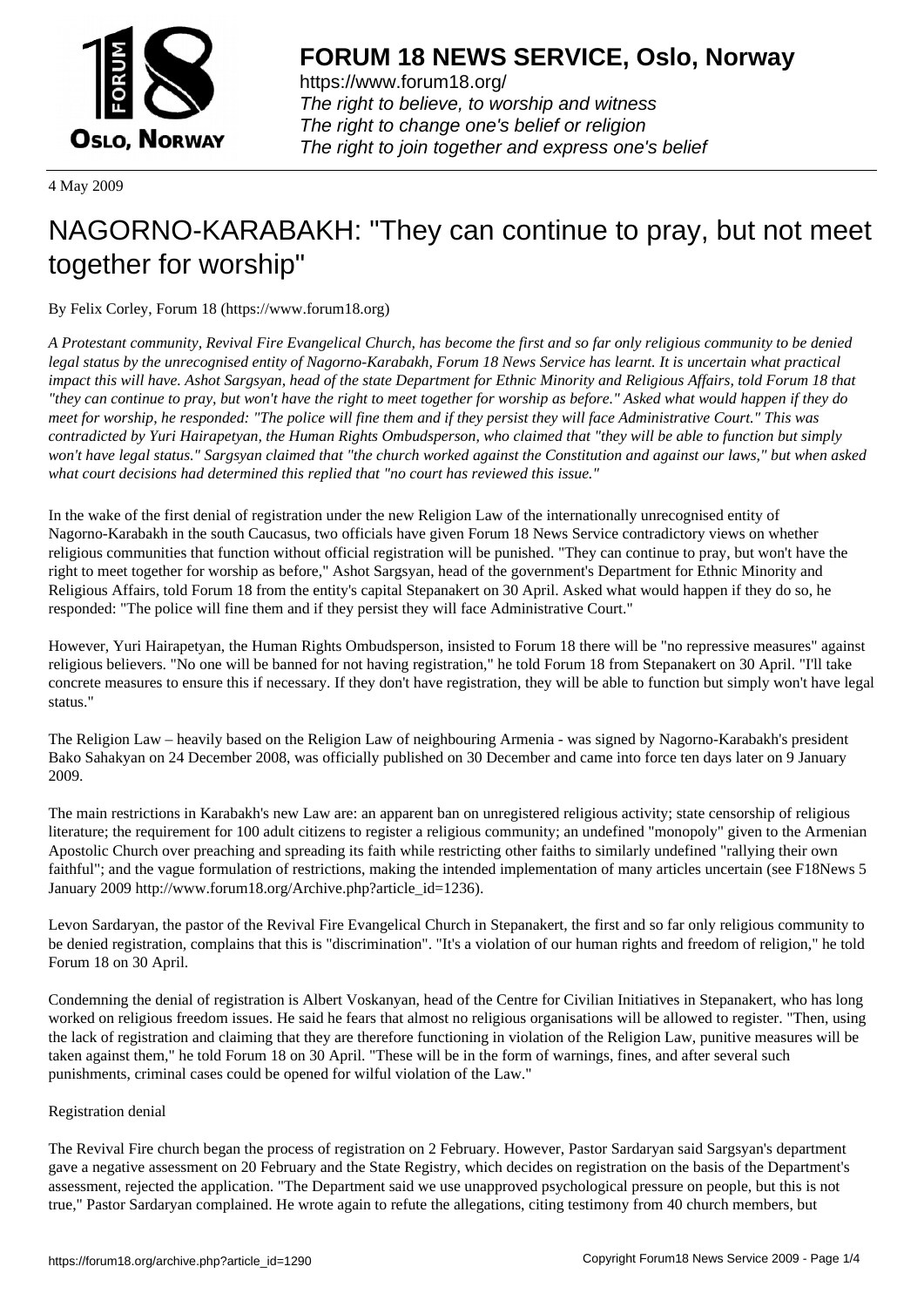**FORUM 18 NEWS SERVICE, Oslo, Norway**

https://www.forum18.org/
*The right to believe, to worship and witness*
*The right to change one's belief or religion*
*The right to join together and express one's belief*

4 May 2009

# NAGORNO-KARABAKH: "They can continue to pray, but not meet together for worship"

By Felix Corley, Forum 18 (https://www.forum18.org)

*A Protestant community, Revival Fire Evangelical Church, has become the first and so far only religious community to be denied legal status by the unrecognised entity of Nagorno-Karabakh, Forum 18 News Service has learnt. It is uncertain what practical impact this will have. Ashot Sargsyan, head of the state Department for Ethnic Minority and Religious Affairs, told Forum 18 that "they can continue to pray, but won't have the right to meet together for worship as before." Asked what would happen if they do meet for worship, he responded: "The police will fine them and if they persist they will face Administrative Court." This was contradicted by Yuri Hairapetyan, the Human Rights Ombudsperson, who claimed that "they will be able to function but simply won't have legal status." Sargsyan claimed that "the church worked against the Constitution and against our laws," but when asked what court decisions had determined this replied that "no court has reviewed this issue."*

In the wake of the first denial of registration under the new Religion Law of the internationally unrecognised entity of Nagorno-Karabakh in the south Caucasus, two officials have given Forum 18 News Service contradictory views on whether religious communities that function without official registration will be punished. "They can continue to pray, but won't have the right to meet together for worship as before," Ashot Sargsyan, head of the government's Department for Ethnic Minority and Religious Affairs, told Forum 18 from the entity's capital Stepanakert on 30 April. Asked what would happen if they do so, he responded: "The police will fine them and if they persist they will face Administrative Court."

However, Yuri Hairapetyan, the Human Rights Ombudsperson, insisted to Forum 18 there will be "no repressive measures" against religious believers. "No one will be banned for not having registration," he told Forum 18 from Stepanakert on 30 April. "I'll take concrete measures to ensure this if necessary. If they don't have registration, they will be able to function but simply won't have legal status."

The Religion Law – heavily based on the Religion Law of neighbouring Armenia - was signed by Nagorno-Karabakh's president Bako Sahakyan on 24 December 2008, was officially published on 30 December and came into force ten days later on 9 January 2009.

The main restrictions in Karabakh's new Law are: an apparent ban on unregistered religious activity; state censorship of religious literature; the requirement for 100 adult citizens to register a religious community; an undefined "monopoly" given to the Armenian Apostolic Church over preaching and spreading its faith while restricting other faiths to similarly undefined "rallying their own faithful"; and the vague formulation of restrictions, making the intended implementation of many articles uncertain (see F18News 5 January 2009 http://www.forum18.org/Archive.php?article_id=1236).

Levon Sardaryan, the pastor of the Revival Fire Evangelical Church in Stepanakert, the first and so far only religious community to be denied registration, complains that this is "discrimination". "It's a violation of our human rights and freedom of religion," he told Forum 18 on 30 April.

Condemning the denial of registration is Albert Voskanyan, head of the Centre for Civilian Initiatives in Stepanakert, who has long worked on religious freedom issues. He said he fears that almost no religious organisations will be allowed to register. "Then, using the lack of registration and claiming that they are therefore functioning in violation of the Religion Law, punitive measures will be taken against them," he told Forum 18 on 30 April. "These will be in the form of warnings, fines, and after several such punishments, criminal cases could be opened for wilful violation of the Law."

Registration denial

The Revival Fire church began the process of registration on 2 February. However, Pastor Sardaryan said Sargsyan's department gave a negative assessment on 20 February and the State Registry, which decides on registration on the basis of the Department's assessment, rejected the application. "The Department said we use unapproved psychological pressure on people, but this is not true," Pastor Sardaryan complained. He wrote again to refute the allegations, citing testimony from 40 church members, but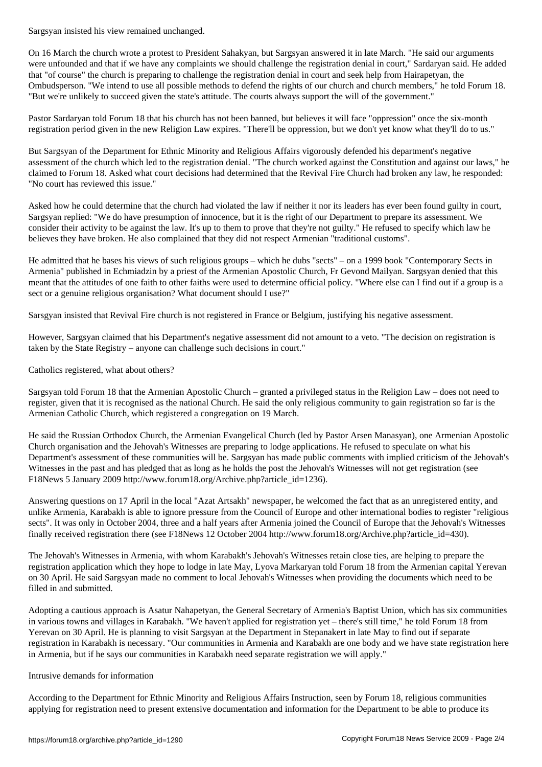Sargsyan insisted his view remained unchanged.

On 16 March the church wrote a protest to President Sahakyan, but Sargsyan answered it in late March. "He said our arguments were unfounded and that if we have any complaints we should challenge the registration denial in court," Sardaryan said. He added that "of course" the church is preparing to challenge the registration denial in court and seek help from Hairapetyan, the Ombudsperson. "We intend to use all possible methods to defend the rights of our church and church members," he told Forum 18. "But we're unlikely to succeed given the state's attitude. The courts always support the will of the government."

Pastor Sardaryan told Forum 18 that his church has not been banned, but believes it will face "oppression" once the six-month registration period given in the new Religion Law expires. "There'll be oppression, but we don't yet know what they'll do to us."

But Sargsyan of the Department for Ethnic Minority and Religious Affairs vigorously defended his department's negative assessment of the church which led to the registration denial. "The church worked against the Constitution and against our laws," he claimed to Forum 18. Asked what court decisions had determined that the Revival Fire Church had broken any law, he responded: "No court has reviewed this issue."

Asked how he could determine that the church had violated the law if neither it nor its leaders has ever been found guilty in court, Sargsyan replied: "We do have presumption of innocence, but it is the right of our Department to prepare its assessment. We consider their activity to be against the law. It's up to them to prove that they're not guilty." He refused to specify which law he believes they have broken. He also complained that they did not respect Armenian "traditional customs".

He admitted that he bases his views of such religious groups – which he dubs "sects" – on a 1999 book "Contemporary Sects in Armenia" published in Echmiadzin by a priest of the Armenian Apostolic Church, Fr Gevond Mailyan. Sargsyan denied that this meant that the attitudes of one faith to other faiths were used to determine official policy. "Where else can I find out if a group is a sect or a genuine religious organisation? What document should I use?"

Sarsgyan insisted that Revival Fire church is not registered in France or Belgium, justifying his negative assessment.

However, Sargsyan claimed that his Department's negative assessment did not amount to a veto. "The decision on registration is taken by the State Registry – anyone can challenge such decisions in court."

## Catholics registered, what about others?

Sargsyan told Forum 18 that the Armenian Apostolic Church – granted a privileged status in the Religion Law – does not need to register, given that it is recognised as the national Church. He said the only religious community to gain registration so far is the Armenian Catholic Church, which registered a congregation on 19 March.

He said the Russian Orthodox Church, the Armenian Evangelical Church (led by Pastor Arsen Manasyan), one Armenian Apostolic Church organisation and the Jehovah's Witnesses are preparing to lodge applications. He refused to speculate on what his Department's assessment of these communities will be. Sargsyan has made public comments with implied criticism of the Jehovah's Witnesses in the past and has pledged that as long as he holds the post the Jehovah's Witnesses will not get registration (see F18News 5 January 2009 http://www.forum18.org/Archive.php?article_id=1236).

Answering questions on 17 April in the local "Azat Artsakh" newspaper, he welcomed the fact that as an unregistered entity, and unlike Armenia, Karabakh is able to ignore pressure from the Council of Europe and other international bodies to register "religious sects". It was only in October 2004, three and a half years after Armenia joined the Council of Europe that the Jehovah's Witnesses finally received registration there (see F18News 12 October 2004 http://www.forum18.org/Archive.php?article_id=430).

The Jehovah's Witnesses in Armenia, with whom Karabakh's Jehovah's Witnesses retain close ties, are helping to prepare the registration application which they hope to lodge in late May, Lyova Markaryan told Forum 18 from the Armenian capital Yerevan on 30 April. He said Sargsyan made no comment to local Jehovah's Witnesses when providing the documents which need to be filled in and submitted.

Adopting a cautious approach is Asatur Nahapetyan, the General Secretary of Armenia's Baptist Union, which has six communities in various towns and villages in Karabakh. "We haven't applied for registration yet – there's still time," he told Forum 18 from Yerevan on 30 April. He is planning to visit Sargsyan at the Department in Stepanakert in late May to find out if separate registration in Karabakh is necessary. "Our communities in Armenia and Karabakh are one body and we have state registration here in Armenia, but if he says our communities in Karabakh need separate registration we will apply."

## Intrusive demands for information

According to the Department for Ethnic Minority and Religious Affairs Instruction, seen by Forum 18, religious communities applying for registration need to present extensive documentation and information for the Department to be able to produce its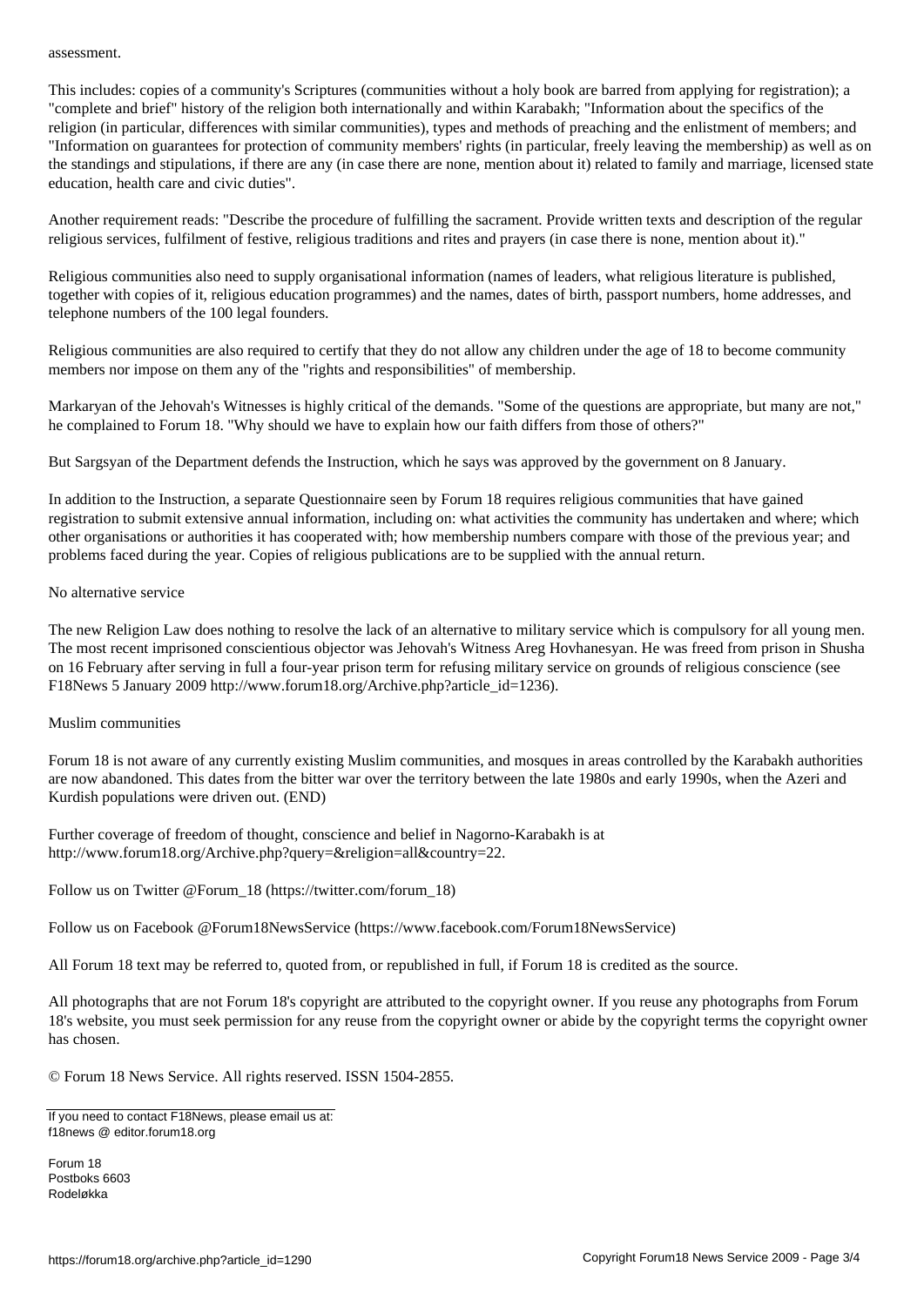assessment.

This includes: copies of a community's Scriptures (communities without a holy book are barred from applying for registration); a "complete and brief" history of the religion both internationally and within Karabakh; "Information about the specifics of the religion (in particular, differences with similar communities), types and methods of preaching and the enlistment of members; and "Information on guarantees for protection of community members' rights (in particular, freely leaving the membership) as well as on the standings and stipulations, if there are any (in case there are none, mention about it) related to family and marriage, licensed state education, health care and civic duties".

Another requirement reads: "Describe the procedure of fulfilling the sacrament. Provide written texts and description of the regular religious services, fulfilment of festive, religious traditions and rites and prayers (in case there is none, mention about it)."

Religious communities also need to supply organisational information (names of leaders, what religious literature is published, together with copies of it, religious education programmes) and the names, dates of birth, passport numbers, home addresses, and telephone numbers of the 100 legal founders.

Religious communities are also required to certify that they do not allow any children under the age of 18 to become community members nor impose on them any of the "rights and responsibilities" of membership.

Markaryan of the Jehovah's Witnesses is highly critical of the demands. "Some of the questions are appropriate, but many are not," he complained to Forum 18. "Why should we have to explain how our faith differs from those of others?"

But Sargsyan of the Department defends the Instruction, which he says was approved by the government on 8 January.

In addition to the Instruction, a separate Questionnaire seen by Forum 18 requires religious communities that have gained registration to submit extensive annual information, including on: what activities the community has undertaken and where; which other organisations or authorities it has cooperated with; how membership numbers compare with those of the previous year; and problems faced during the year. Copies of religious publications are to be supplied with the annual return.

No alternative service

The new Religion Law does nothing to resolve the lack of an alternative to military service which is compulsory for all young men. The most recent imprisoned conscientious objector was Jehovah's Witness Areg Hovhanesyan. He was freed from prison in Shusha on 16 February after serving in full a four-year prison term for refusing military service on grounds of religious conscience (see F18News 5 January 2009 http://www.forum18.org/Archive.php?article_id=1236).

Muslim communities

Forum 18 is not aware of any currently existing Muslim communities, and mosques in areas controlled by the Karabakh authorities are now abandoned. This dates from the bitter war over the territory between the late 1980s and early 1990s, when the Azeri and Kurdish populations were driven out. (END)

Further coverage of freedom of thought, conscience and belief in Nagorno-Karabakh is at http://www.forum18.org/Archive.php?query=&religion=all&country=22.

Follow us on Twitter @Forum_18 (https://twitter.com/forum_18)

Follow us on Facebook @Forum18NewsService (https://www.facebook.com/Forum18NewsService)

All Forum 18 text may be referred to, quoted from, or republished in full, if Forum 18 is credited as the source.

All photographs that are not Forum 18's copyright are attributed to the copyright owner. If you reuse any photographs from Forum 18's website, you must seek permission for any reuse from the copyright owner or abide by the copyright terms the copyright owner has chosen.

© Forum 18 News Service. All rights reserved. ISSN 1504-2855.

If you need to contact F18News, please email us at:
f18news @ editor.forum18.org

Forum 18
Postboks 6603
Rodeløkka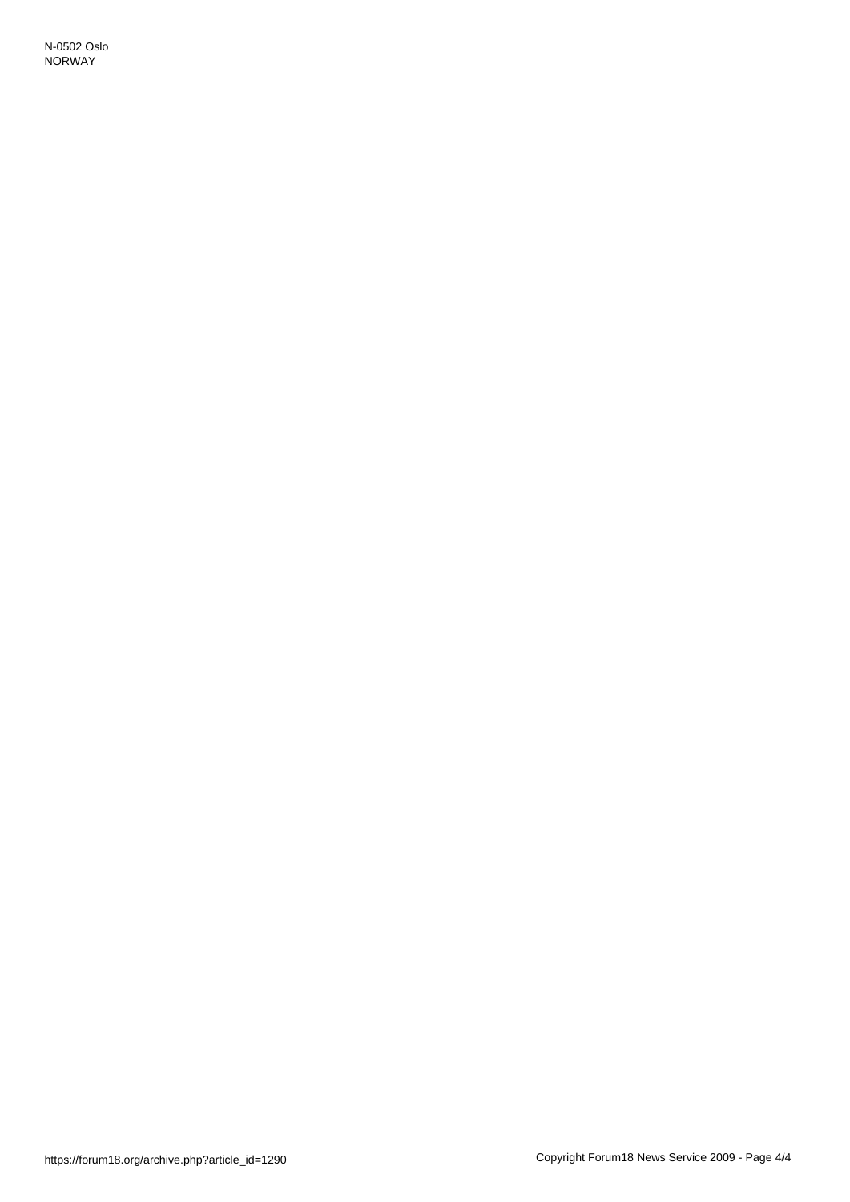N-0502 Oslo
NORWAY